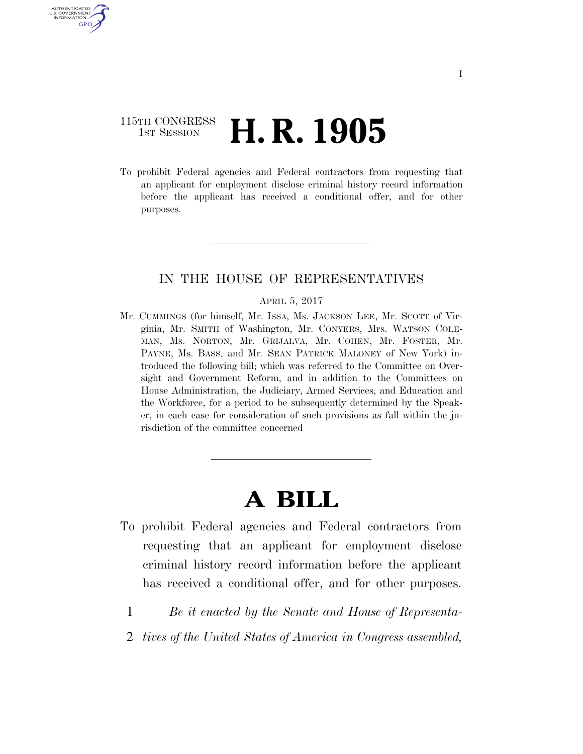115TH CONGRESS
1ST SESSION

# H. R. 1905

To prohibit Federal agencies and Federal contractors from requesting that an applicant for employment disclose criminal history record information before the applicant has received a conditional offer, and for other purposes.

---

IN THE HOUSE OF REPRESENTATIVES

APRIL 5, 2017

Mr. CUMMINGS (for himself, Mr. ISSA, Ms. JACKSON LEE, Mr. SCOTT of Virginia, Mr. SMITH of Washington, Mr. CONYERS, Mrs. WATSON COLEMAN, Ms. NORTON, Mr. GRIJALVA, Mr. COHEN, Mr. FOSTER, Mr. PAYNE, Ms. BASS, and Mr. SEAN PATRICK MALONEY of New York) introduced the following bill; which was referred to the Committee on Oversight and Government Reform, and in addition to the Committees on House Administration, the Judiciary, Armed Services, and Education and the Workforce, for a period to be subsequently determined by the Speaker, in each case for consideration of such provisions as fall within the jurisdiction of the committee concerned

---

# A BILL

To prohibit Federal agencies and Federal contractors from requesting that an applicant for employment disclose criminal history record information before the applicant has received a conditional offer, and for other purposes.

1 *Be it enacted by the Senate and House of Representa-*
2 *tives of the United States of America in Congress assembled,*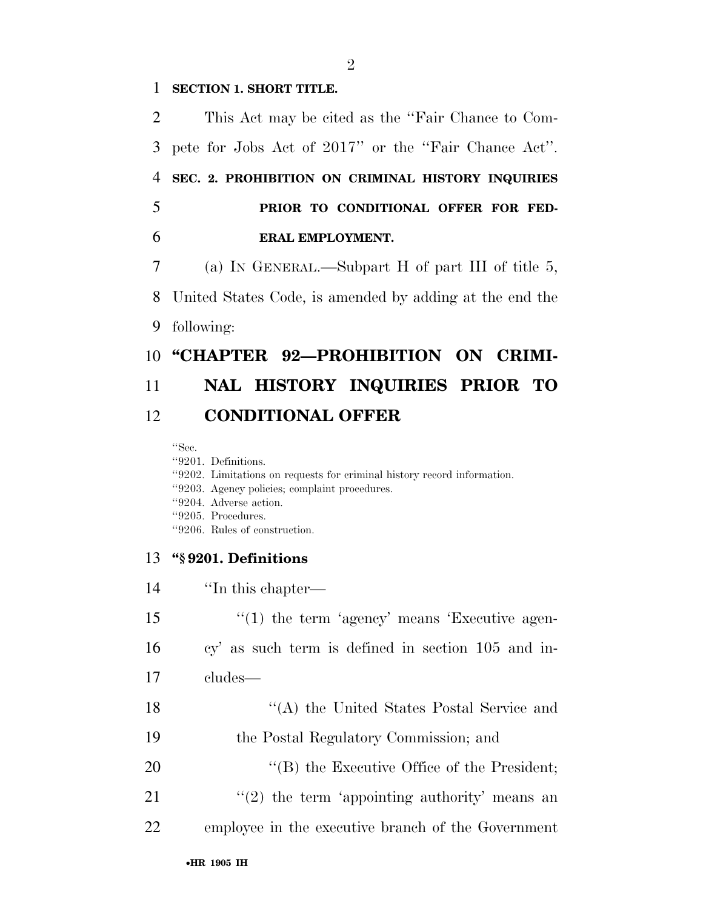**SECTION 1. SHORT TITLE.**

This Act may be cited as the ''Fair Chance to Compete for Jobs Act of 2017'' or the ''Fair Chance Act''.

**SEC. 2. PROHIBITION ON CRIMINAL HISTORY INQUIRIES PRIOR TO CONDITIONAL OFFER FOR FEDERAL EMPLOYMENT.**

(a) IN GENERAL.—Subpart H of part III of title 5, United States Code, is amended by adding at the end the following:

# ''CHAPTER 92—PROHIBITION ON CRIMINAL HISTORY INQUIRIES PRIOR TO CONDITIONAL OFFER

''Sec.
''9201. Definitions.
''9202. Limitations on requests for criminal history record information.
''9203. Agency policies; complaint procedures.
''9204. Adverse action.
''9205. Procedures.
''9206. Rules of construction.

**''§ 9201. Definitions**

''In this chapter—

''(1) the term 'agency' means 'Executive agency' as such term is defined in section 105 and includes—

''(A) the United States Postal Service and the Postal Regulatory Commission; and

''(B) the Executive Office of the President;

''(2) the term 'appointing authority' means an employee in the executive branch of the Government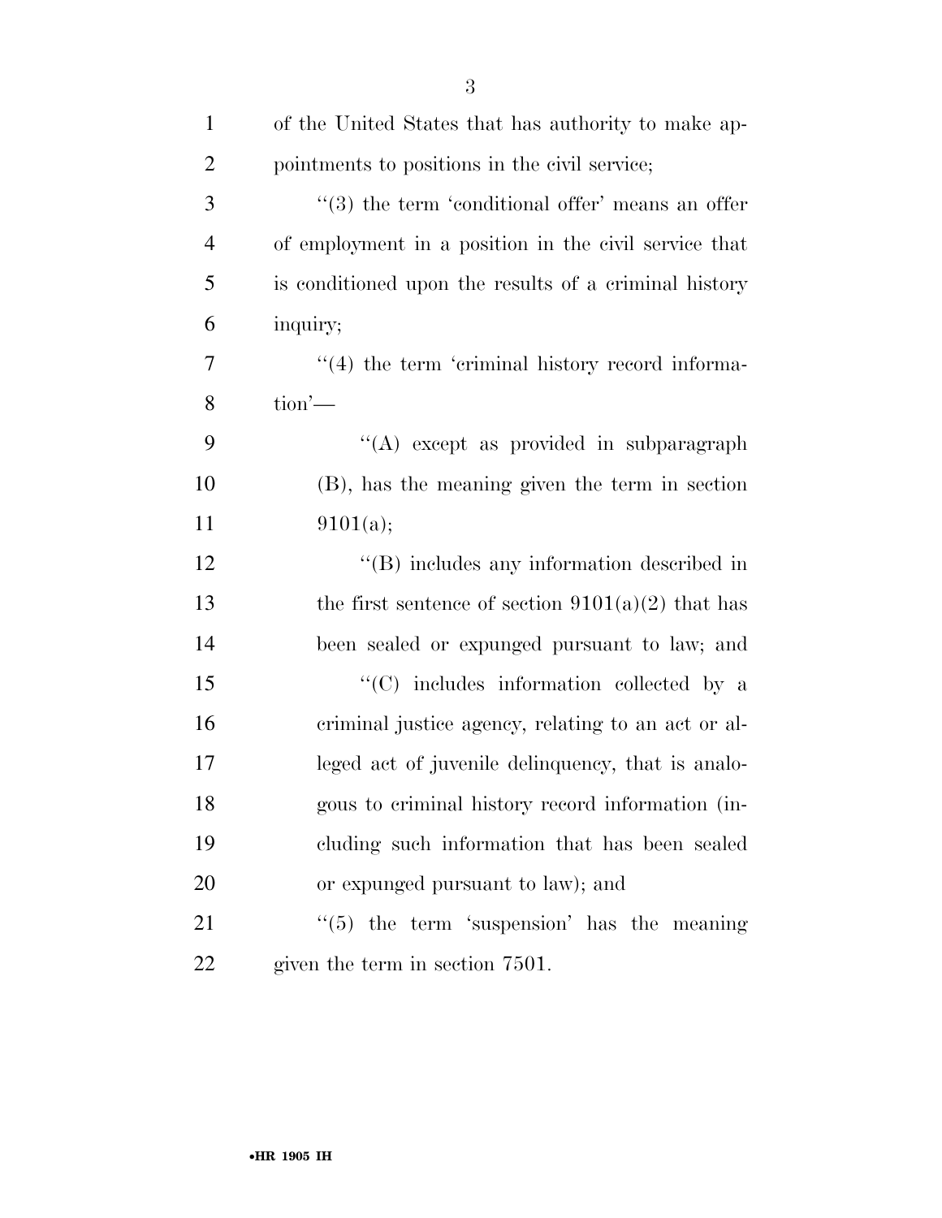of the United States that has authority to make appointments to positions in the civil service;

"(3) the term 'conditional offer' means an offer of employment in a position in the civil service that is conditioned upon the results of a criminal history inquiry;

"(4) the term 'criminal history record information'—

"(A) except as provided in subparagraph (B), has the meaning given the term in section 9101(a);

"(B) includes any information described in the first sentence of section 9101(a)(2) that has been sealed or expunged pursuant to law; and

"(C) includes information collected by a criminal justice agency, relating to an act or alleged act of juvenile delinquency, that is analogous to criminal history record information (including such information that has been sealed or expunged pursuant to law); and

"(5) the term 'suspension' has the meaning given the term in section 7501.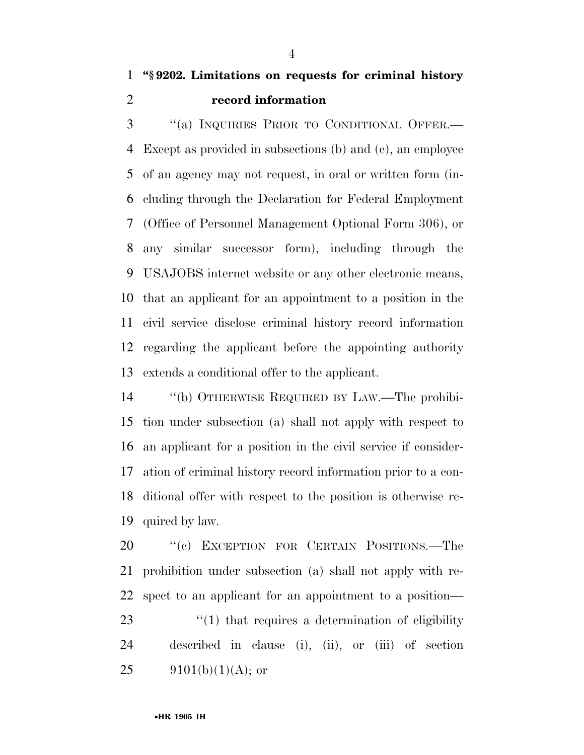**"§ 9202. Limitations on requests for criminal history record information**

"(a) INQUIRIES PRIOR TO CONDITIONAL OFFER.—Except as provided in subsections (b) and (c), an employee of an agency may not request, in oral or written form (including through the Declaration for Federal Employment (Office of Personnel Management Optional Form 306), or any similar successor form), including through the USAJOBS internet website or any other electronic means, that an applicant for an appointment to a position in the civil service disclose criminal history record information regarding the applicant before the appointing authority extends a conditional offer to the applicant.

"(b) OTHERWISE REQUIRED BY LAW.—The prohibition under subsection (a) shall not apply with respect to an applicant for a position in the civil service if consideration of criminal history record information prior to a conditional offer with respect to the position is otherwise required by law.

"(c) EXCEPTION FOR CERTAIN POSITIONS.—The prohibition under subsection (a) shall not apply with respect to an applicant for an appointment to a position—

"(1) that requires a determination of eligibility described in clause (i), (ii), or (iii) of section 9101(b)(1)(A); or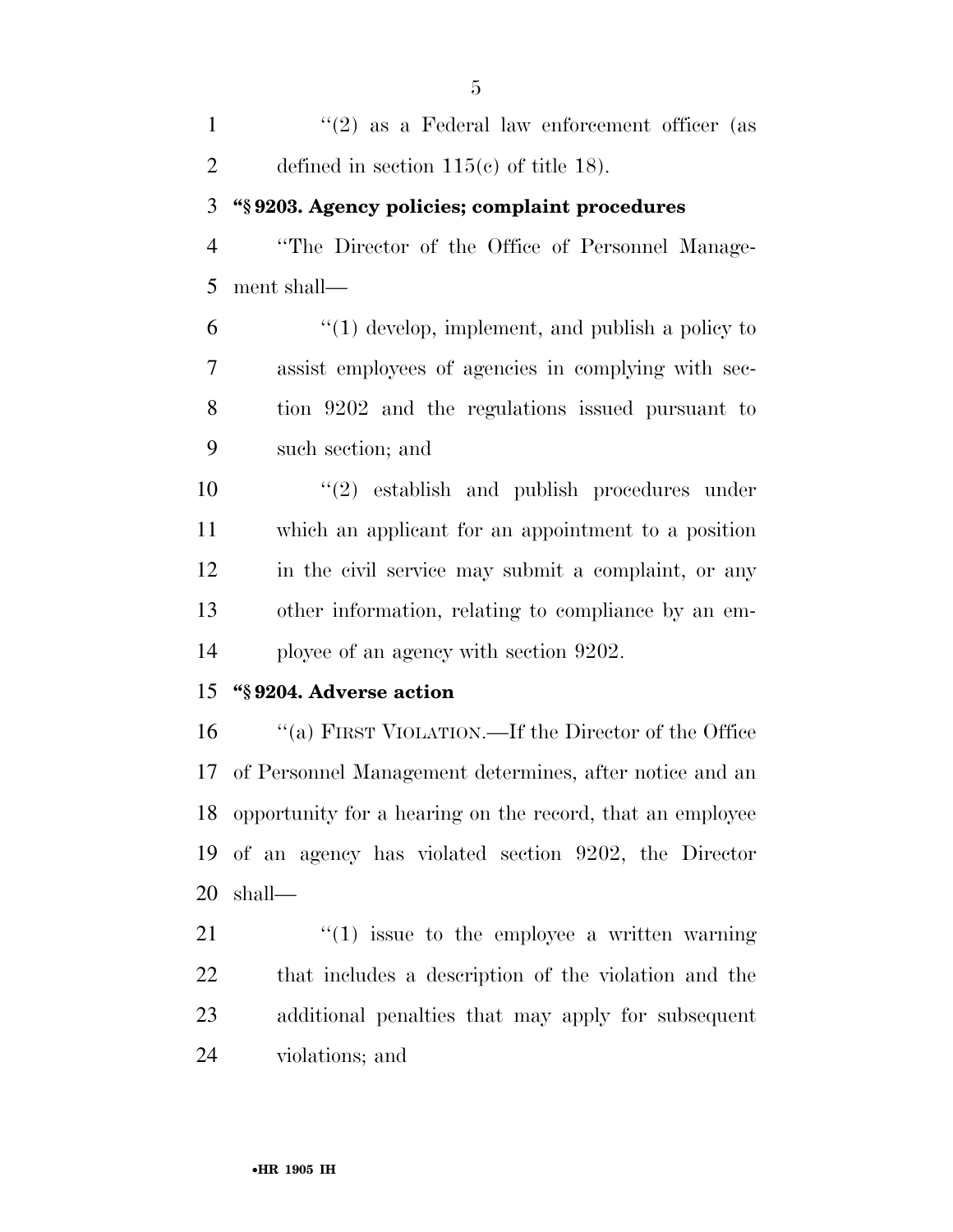"(2) as a Federal law enforcement officer (as defined in section 115(c) of title 18).

**"§ 9203. Agency policies; complaint procedures**

"The Director of the Office of Personnel Management shall—

"(1) develop, implement, and publish a policy to assist employees of agencies in complying with section 9202 and the regulations issued pursuant to such section; and

"(2) establish and publish procedures under which an applicant for an appointment to a position in the civil service may submit a complaint, or any other information, relating to compliance by an employee of an agency with section 9202.

**"§ 9204. Adverse action**

"(a) FIRST VIOLATION.—If the Director of the Office of Personnel Management determines, after notice and an opportunity for a hearing on the record, that an employee of an agency has violated section 9202, the Director shall—

"(1) issue to the employee a written warning that includes a description of the violation and the additional penalties that may apply for subsequent violations; and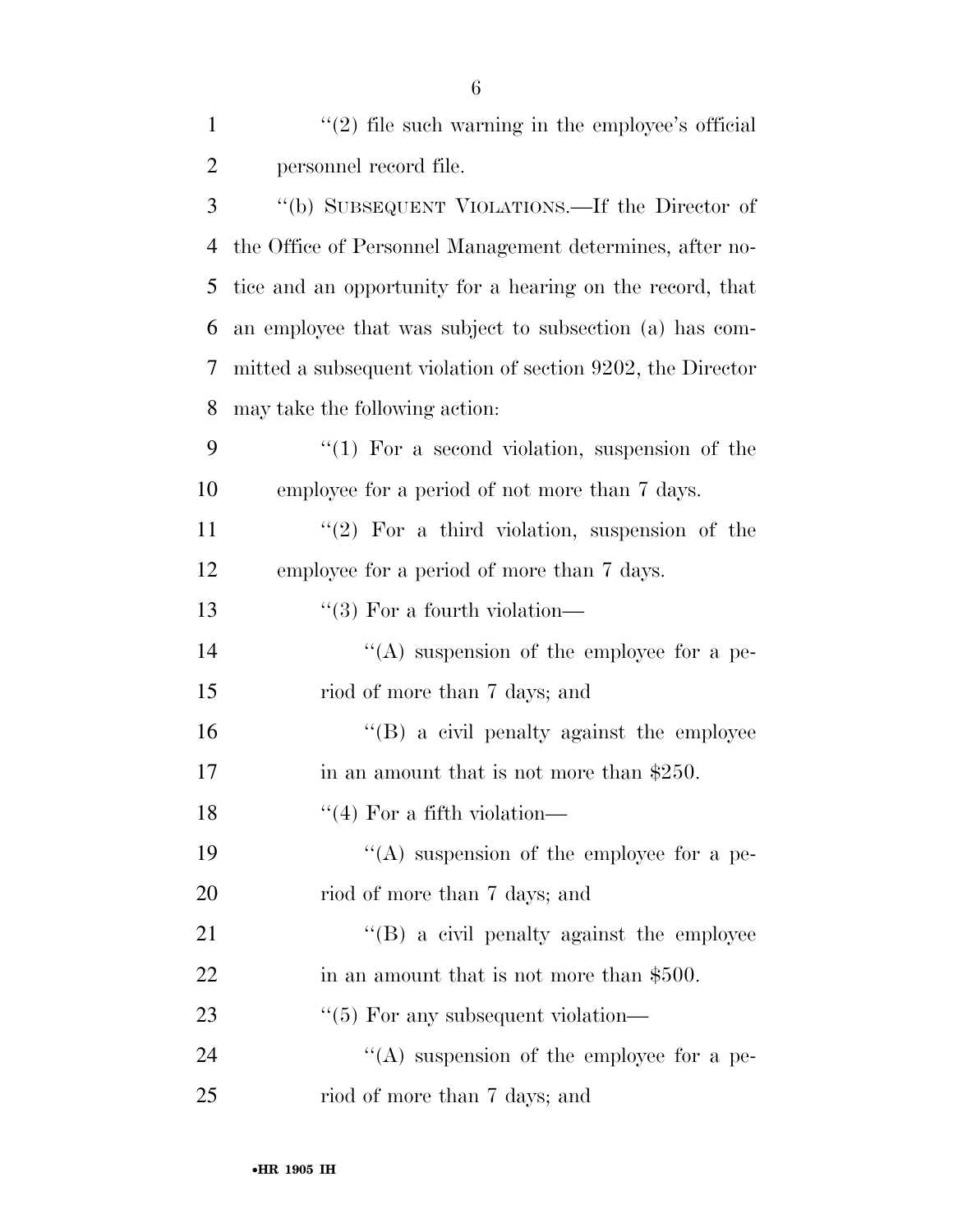"(2) file such warning in the employee's official personnel record file.

"(b) SUBSEQUENT VIOLATIONS.—If the Director of the Office of Personnel Management determines, after notice and an opportunity for a hearing on the record, that an employee that was subject to subsection (a) has committed a subsequent violation of section 9202, the Director may take the following action:

"(1) For a second violation, suspension of the employee for a period of not more than 7 days.

"(2) For a third violation, suspension of the employee for a period of more than 7 days.

"(3) For a fourth violation—

"(A) suspension of the employee for a period of more than 7 days; and

"(B) a civil penalty against the employee in an amount that is not more than $250.

"(4) For a fifth violation—

"(A) suspension of the employee for a period of more than 7 days; and

"(B) a civil penalty against the employee in an amount that is not more than $500.

"(5) For any subsequent violation—

"(A) suspension of the employee for a period of more than 7 days; and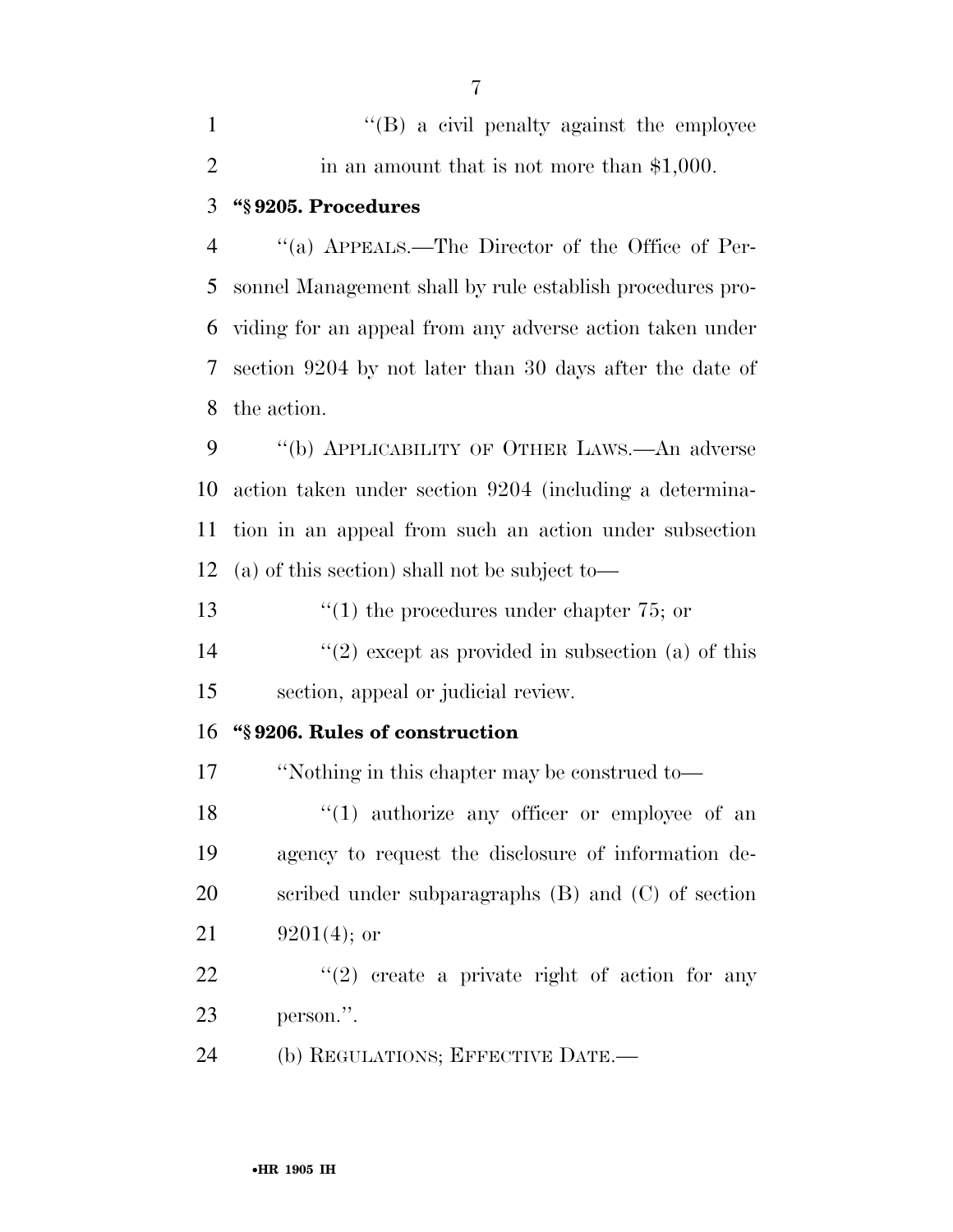"(B) a civil penalty against the employee in an amount that is not more than $1,000.

**"§ 9205. Procedures**

"(a) APPEALS.—The Director of the Office of Personnel Management shall by rule establish procedures providing for an appeal from any adverse action taken under section 9204 by not later than 30 days after the date of the action.

"(b) APPLICABILITY OF OTHER LAWS.—An adverse action taken under section 9204 (including a determination in an appeal from such an action under subsection (a) of this section) shall not be subject to—

"(1) the procedures under chapter 75; or

"(2) except as provided in subsection (a) of this section, appeal or judicial review.

**"§ 9206. Rules of construction**

"Nothing in this chapter may be construed to—

"(1) authorize any officer or employee of an agency to request the disclosure of information described under subparagraphs (B) and (C) of section 9201(4); or

"(2) create a private right of action for any person.".

(b) REGULATIONS; EFFECTIVE DATE.—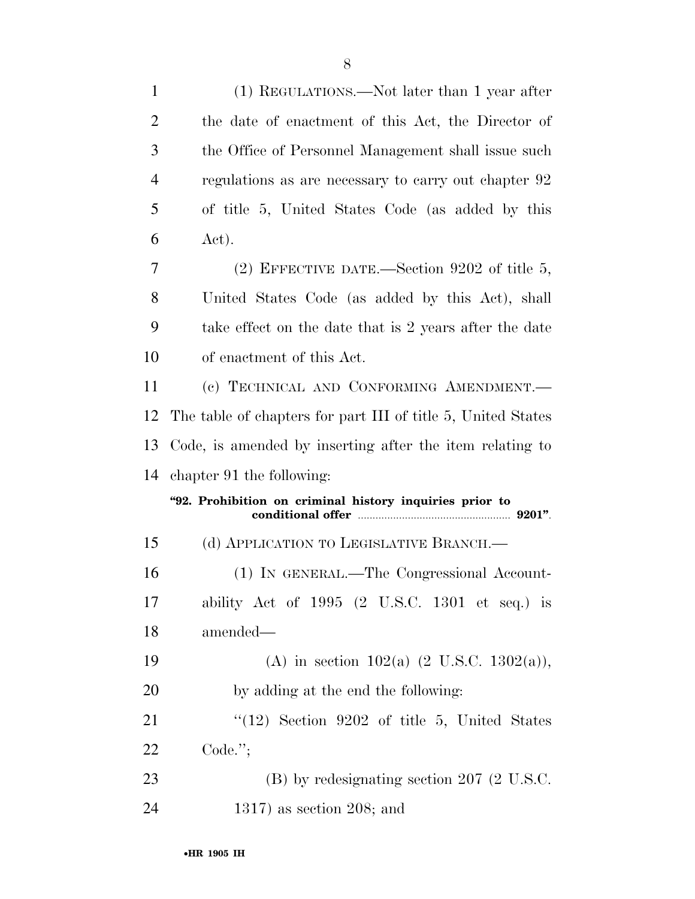(1) REGULATIONS.—Not later than 1 year after the date of enactment of this Act, the Director of the Office of Personnel Management shall issue such regulations as are necessary to carry out chapter 92 of title 5, United States Code (as added by this Act).

(2) EFFECTIVE DATE.—Section 9202 of title 5, United States Code (as added by this Act), shall take effect on the date that is 2 years after the date of enactment of this Act.

(c) TECHNICAL AND CONFORMING AMENDMENT.—The table of chapters for part III of title 5, United States Code, is amended by inserting after the item relating to chapter 91 the following:

**"92. Prohibition on criminal history inquiries prior to conditional offer ..................... 9201".**

(d) APPLICATION TO LEGISLATIVE BRANCH.—

(1) IN GENERAL.—The Congressional Accountability Act of 1995 (2 U.S.C. 1301 et seq.) is amended—

(A) in section 102(a) (2 U.S.C. 1302(a)), by adding at the end the following:

"(12) Section 9202 of title 5, United States Code.";

(B) by redesignating section 207 (2 U.S.C. 1317) as section 208; and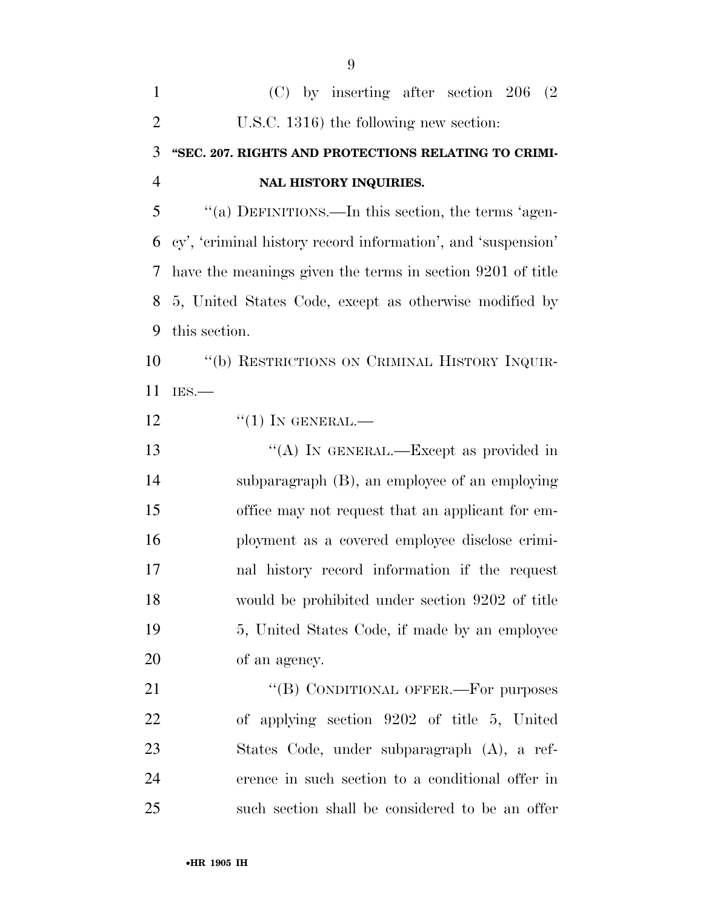(C) by inserting after section 206 (2 U.S.C. 1316) the following new section:

**"SEC. 207. RIGHTS AND PROTECTIONS RELATING TO CRIMINAL HISTORY INQUIRIES.**

"(a) DEFINITIONS.—In this section, the terms 'agency', 'criminal history record information', and 'suspension' have the meanings given the terms in section 9201 of title 5, United States Code, except as otherwise modified by this section.

"(b) RESTRICTIONS ON CRIMINAL HISTORY INQUIRIES.—

"(1) IN GENERAL.—

"(A) IN GENERAL.—Except as provided in subparagraph (B), an employee of an employing office may not request that an applicant for employment as a covered employee disclose criminal history record information if the request would be prohibited under section 9202 of title 5, United States Code, if made by an employee of an agency.

"(B) CONDITIONAL OFFER.—For purposes of applying section 9202 of title 5, United States Code, under subparagraph (A), a reference in such section to a conditional offer in such section shall be considered to be an offer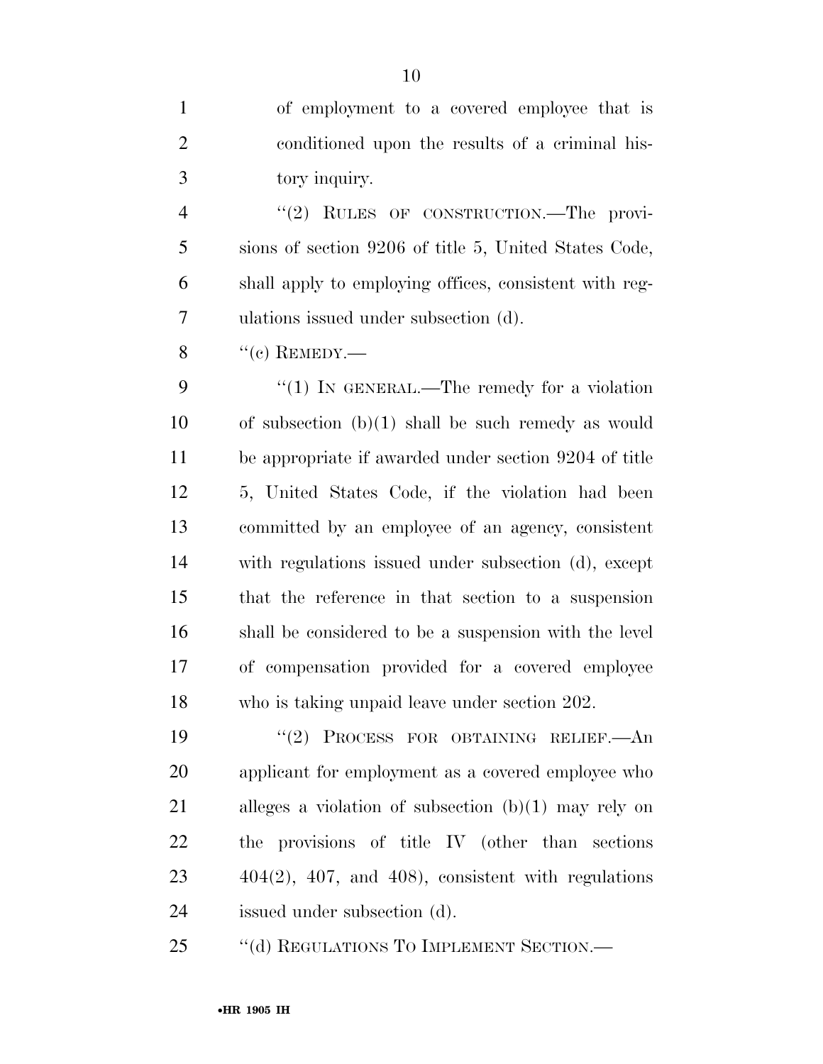of employment to a covered employee that is conditioned upon the results of a criminal history inquiry.

''(2) RULES OF CONSTRUCTION.—The provisions of section 9206 of title 5, United States Code, shall apply to employing offices, consistent with regulations issued under subsection (d).

''(c) REMEDY.—

''(1) IN GENERAL.—The remedy for a violation of subsection (b)(1) shall be such remedy as would be appropriate if awarded under section 9204 of title 5, United States Code, if the violation had been committed by an employee of an agency, consistent with regulations issued under subsection (d), except that the reference in that section to a suspension shall be considered to be a suspension with the level of compensation provided for a covered employee who is taking unpaid leave under section 202.

''(2) PROCESS FOR OBTAINING RELIEF.—An applicant for employment as a covered employee who alleges a violation of subsection (b)(1) may rely on the provisions of title IV (other than sections 404(2), 407, and 408), consistent with regulations issued under subsection (d).

''(d) REGULATIONS TO IMPLEMENT SECTION.—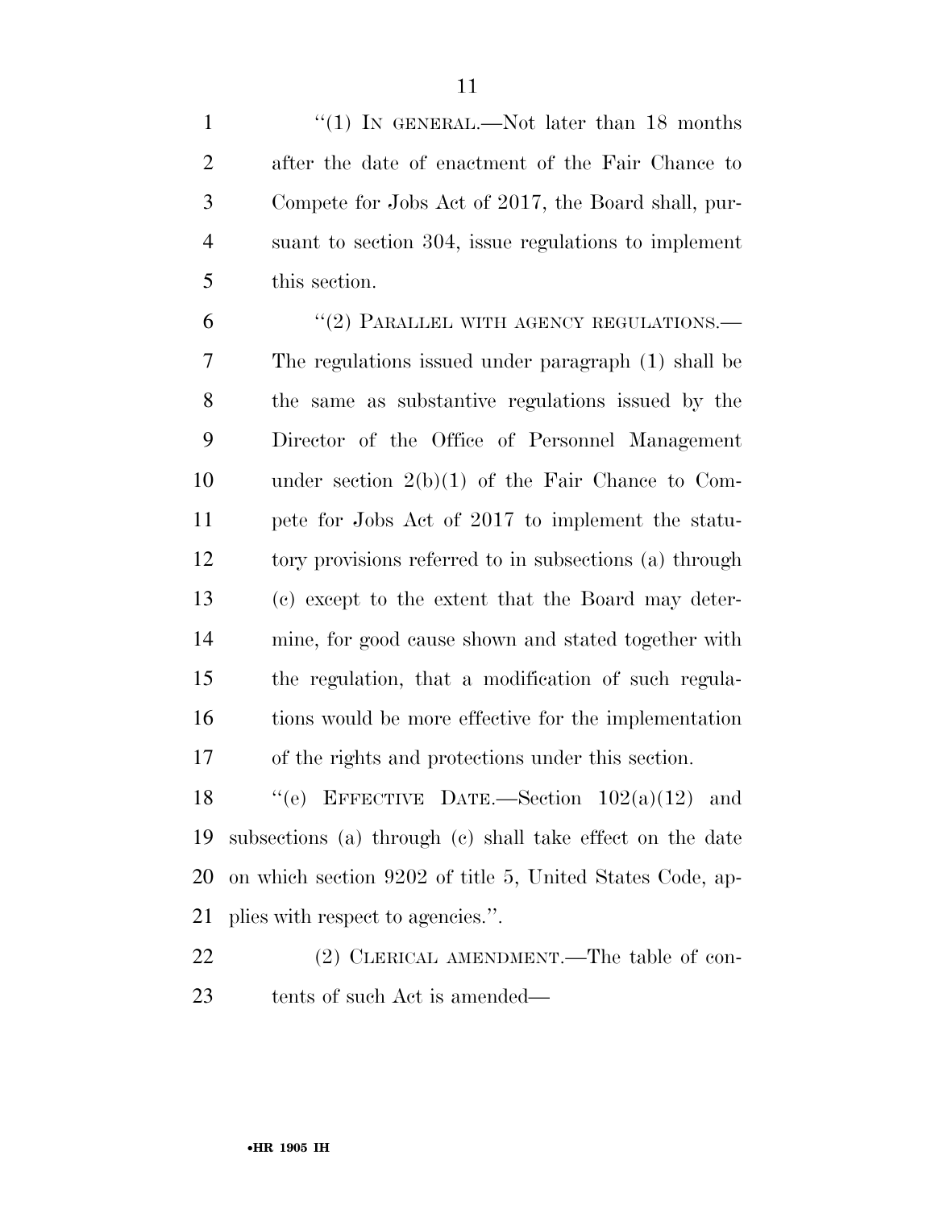"(1) IN GENERAL.—Not later than 18 months after the date of enactment of the Fair Chance to Compete for Jobs Act of 2017, the Board shall, pursuant to section 304, issue regulations to implement this section.

"(2) PARALLEL WITH AGENCY REGULATIONS.—The regulations issued under paragraph (1) shall be the same as substantive regulations issued by the Director of the Office of Personnel Management under section 2(b)(1) of the Fair Chance to Compete for Jobs Act of 2017 to implement the statutory provisions referred to in subsections (a) through (c) except to the extent that the Board may determine, for good cause shown and stated together with the regulation, that a modification of such regulations would be more effective for the implementation of the rights and protections under this section.

"(e) EFFECTIVE DATE.—Section 102(a)(12) and subsections (a) through (c) shall take effect on the date on which section 9202 of title 5, United States Code, applies with respect to agencies.".

(2) CLERICAL AMENDMENT.—The table of contents of such Act is amended—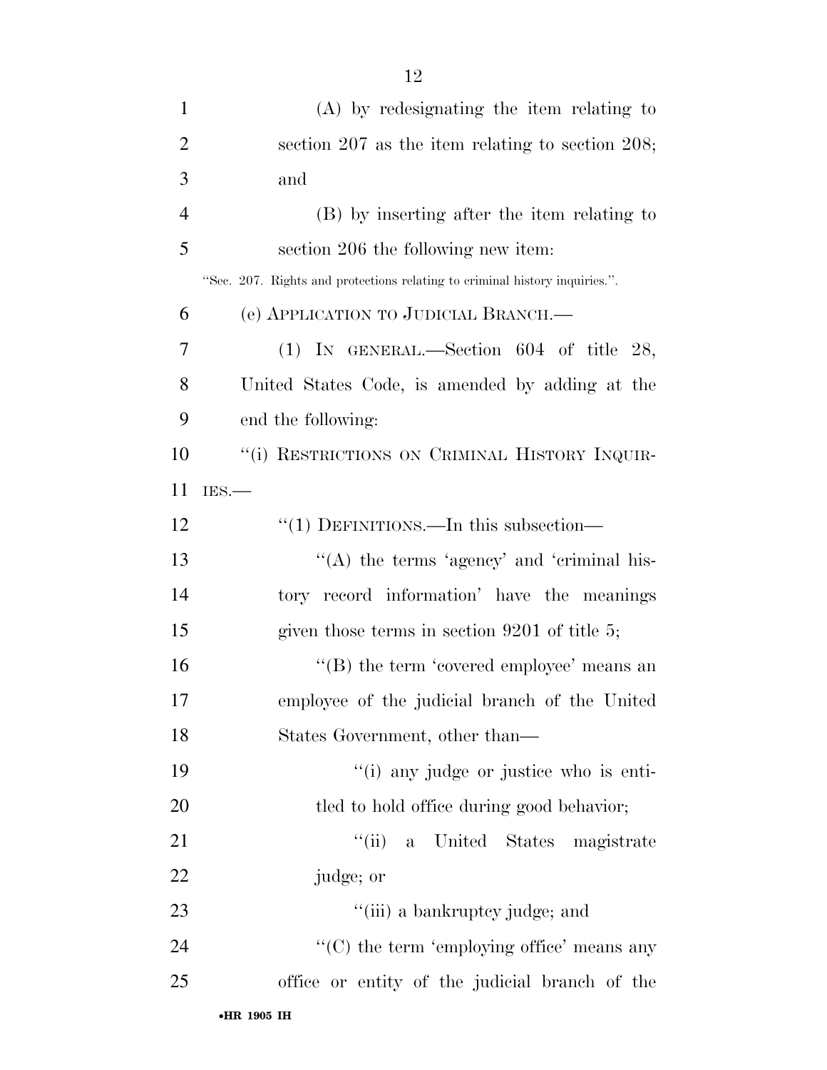(A) by redesignating the item relating to section 207 as the item relating to section 208; and

(B) by inserting after the item relating to section 206 the following new item:

"Sec. 207. Rights and protections relating to criminal history inquiries.".

(e) APPLICATION TO JUDICIAL BRANCH.—

(1) IN GENERAL.—Section 604 of title 28, United States Code, is amended by adding at the end the following:

"(i) RESTRICTIONS ON CRIMINAL HISTORY INQUIRIES.—

"(1) DEFINITIONS.—In this subsection—

"(A) the terms 'agency' and 'criminal history record information' have the meanings given those terms in section 9201 of title 5;

"(B) the term 'covered employee' means an employee of the judicial branch of the United States Government, other than—

"(i) any judge or justice who is entitled to hold office during good behavior;

"(ii) a United States magistrate judge; or

"(iii) a bankruptcy judge; and

"(C) the term 'employing office' means any office or entity of the judicial branch of the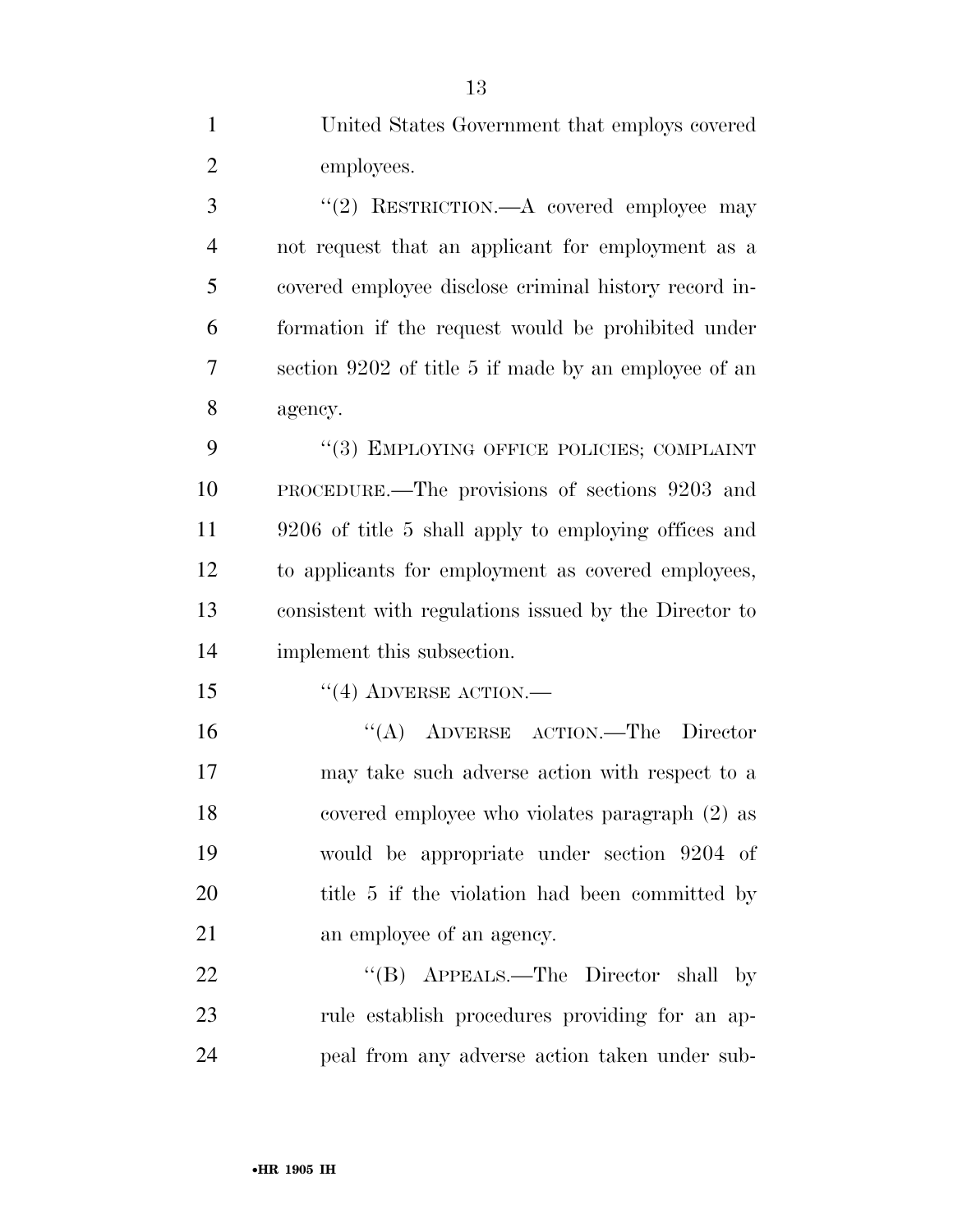United States Government that employs covered employees.

''(2) RESTRICTION.—A covered employee may not request that an applicant for employment as a covered employee disclose criminal history record information if the request would be prohibited under section 9202 of title 5 if made by an employee of an agency.

''(3) EMPLOYING OFFICE POLICIES; COMPLAINT PROCEDURE.—The provisions of sections 9203 and 9206 of title 5 shall apply to employing offices and to applicants for employment as covered employees, consistent with regulations issued by the Director to implement this subsection.

''(4) ADVERSE ACTION.—

''(A) ADVERSE ACTION.—The Director may take such adverse action with respect to a covered employee who violates paragraph (2) as would be appropriate under section 9204 of title 5 if the violation had been committed by an employee of an agency.

''(B) APPEALS.—The Director shall by rule establish procedures providing for an appeal from any adverse action taken under sub-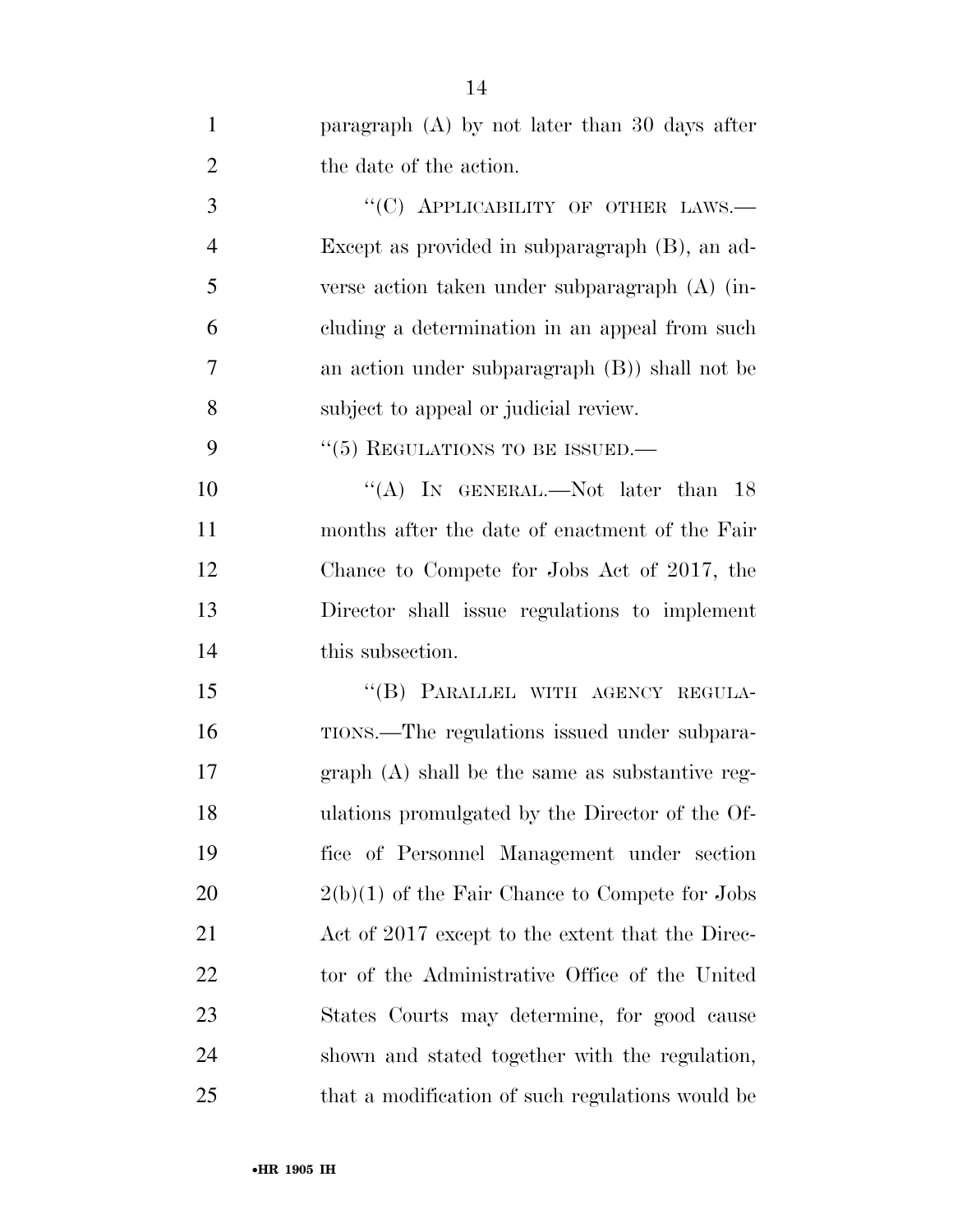paragraph (A) by not later than 30 days after the date of the action.

"(C) APPLICABILITY OF OTHER LAWS.— Except as provided in subparagraph (B), an adverse action taken under subparagraph (A) (including a determination in an appeal from such an action under subparagraph (B)) shall not be subject to appeal or judicial review.

"(5) REGULATIONS TO BE ISSUED.—

"(A) IN GENERAL.—Not later than 18 months after the date of enactment of the Fair Chance to Compete for Jobs Act of 2017, the Director shall issue regulations to implement this subsection.

"(B) PARALLEL WITH AGENCY REGULATIONS.—The regulations issued under subparagraph (A) shall be the same as substantive regulations promulgated by the Director of the Office of Personnel Management under section 2(b)(1) of the Fair Chance to Compete for Jobs Act of 2017 except to the extent that the Director of the Administrative Office of the United States Courts may determine, for good cause shown and stated together with the regulation, that a modification of such regulations would be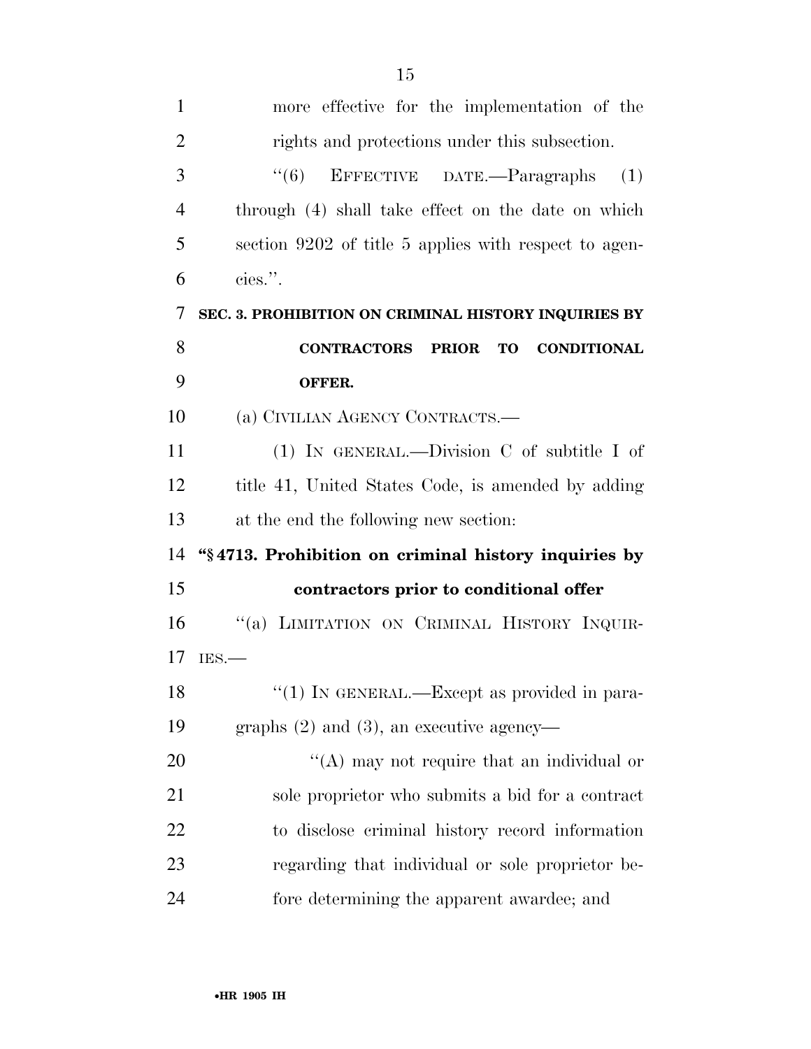more effective for the implementation of the rights and protections under this subsection.

"(6) EFFECTIVE DATE.—Paragraphs (1) through (4) shall take effect on the date on which section 9202 of title 5 applies with respect to agencies.".

**SEC. 3. PROHIBITION ON CRIMINAL HISTORY INQUIRIES BY CONTRACTORS PRIOR TO CONDITIONAL OFFER.**

(a) CIVILIAN AGENCY CONTRACTS.—

(1) IN GENERAL.—Division C of subtitle I of title 41, United States Code, is amended by adding at the end the following new section:

**"§ 4713. Prohibition on criminal history inquiries by contractors prior to conditional offer**

"(a) LIMITATION ON CRIMINAL HISTORY INQUIRIES.—

"(1) IN GENERAL.—Except as provided in paragraphs (2) and (3), an executive agency—

"(A) may not require that an individual or sole proprietor who submits a bid for a contract to disclose criminal history record information regarding that individual or sole proprietor before determining the apparent awardee; and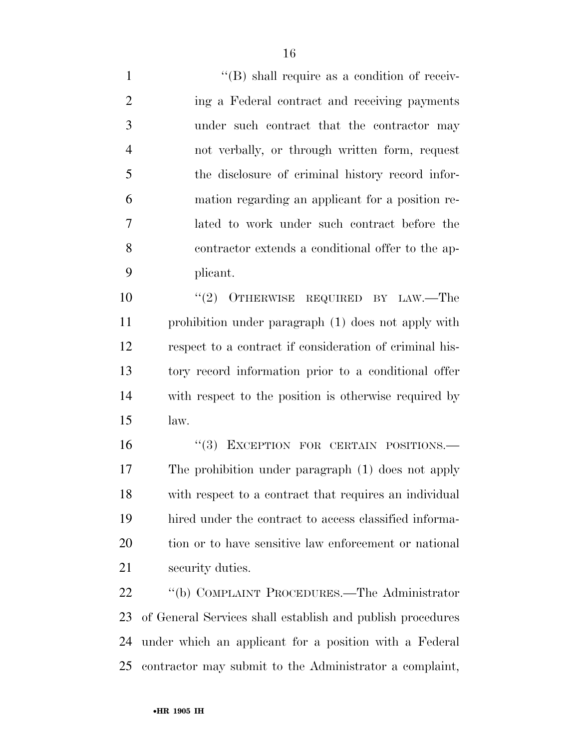"(B) shall require as a condition of receiving a Federal contract and receiving payments under such contract that the contractor may not verbally, or through written form, request the disclosure of criminal history record information regarding an applicant for a position related to work under such contract before the contractor extends a conditional offer to the applicant.

"(2) OTHERWISE REQUIRED BY LAW.—The prohibition under paragraph (1) does not apply with respect to a contract if consideration of criminal history record information prior to a conditional offer with respect to the position is otherwise required by law.

"(3) EXCEPTION FOR CERTAIN POSITIONS.—The prohibition under paragraph (1) does not apply with respect to a contract that requires an individual hired under the contract to access classified information or to have sensitive law enforcement or national security duties.

"(b) COMPLAINT PROCEDURES.—The Administrator of General Services shall establish and publish procedures under which an applicant for a position with a Federal contractor may submit to the Administrator a complaint,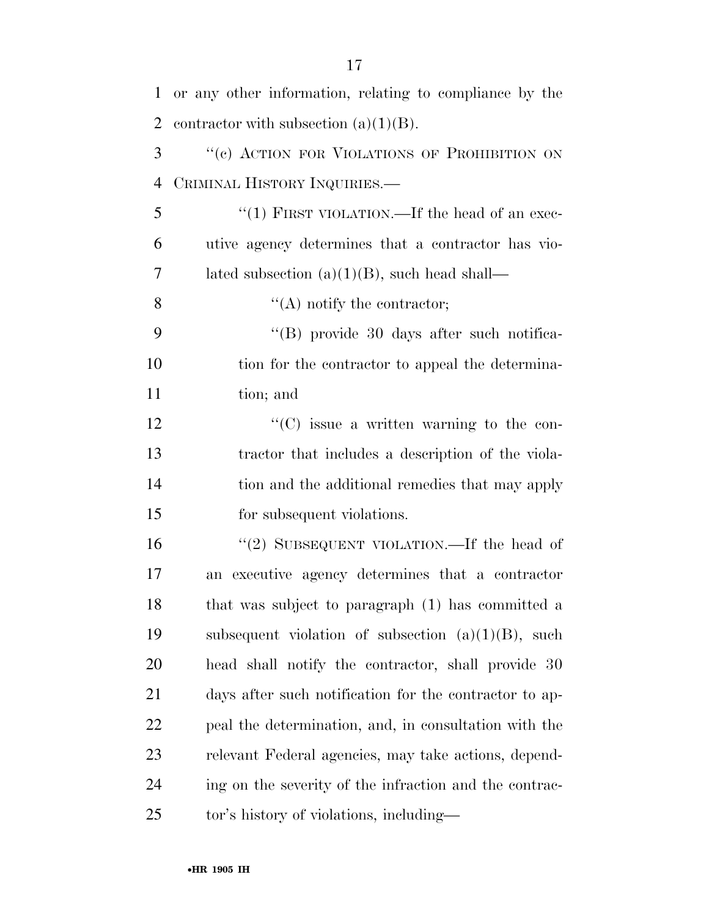or any other information, relating to compliance by the contractor with subsection (a)(1)(B).

"(c) ACTION FOR VIOLATIONS OF PROHIBITION ON CRIMINAL HISTORY INQUIRIES.—

"(1) FIRST VIOLATION.—If the head of an executive agency determines that a contractor has violated subsection (a)(1)(B), such head shall—

"(A) notify the contractor;

"(B) provide 30 days after such notification for the contractor to appeal the determination; and

"(C) issue a written warning to the contractor that includes a description of the violation and the additional remedies that may apply for subsequent violations.

"(2) SUBSEQUENT VIOLATION.—If the head of an executive agency determines that a contractor that was subject to paragraph (1) has committed a subsequent violation of subsection (a)(1)(B), such head shall notify the contractor, shall provide 30 days after such notification for the contractor to appeal the determination, and, in consultation with the relevant Federal agencies, may take actions, depending on the severity of the infraction and the contractor's history of violations, including—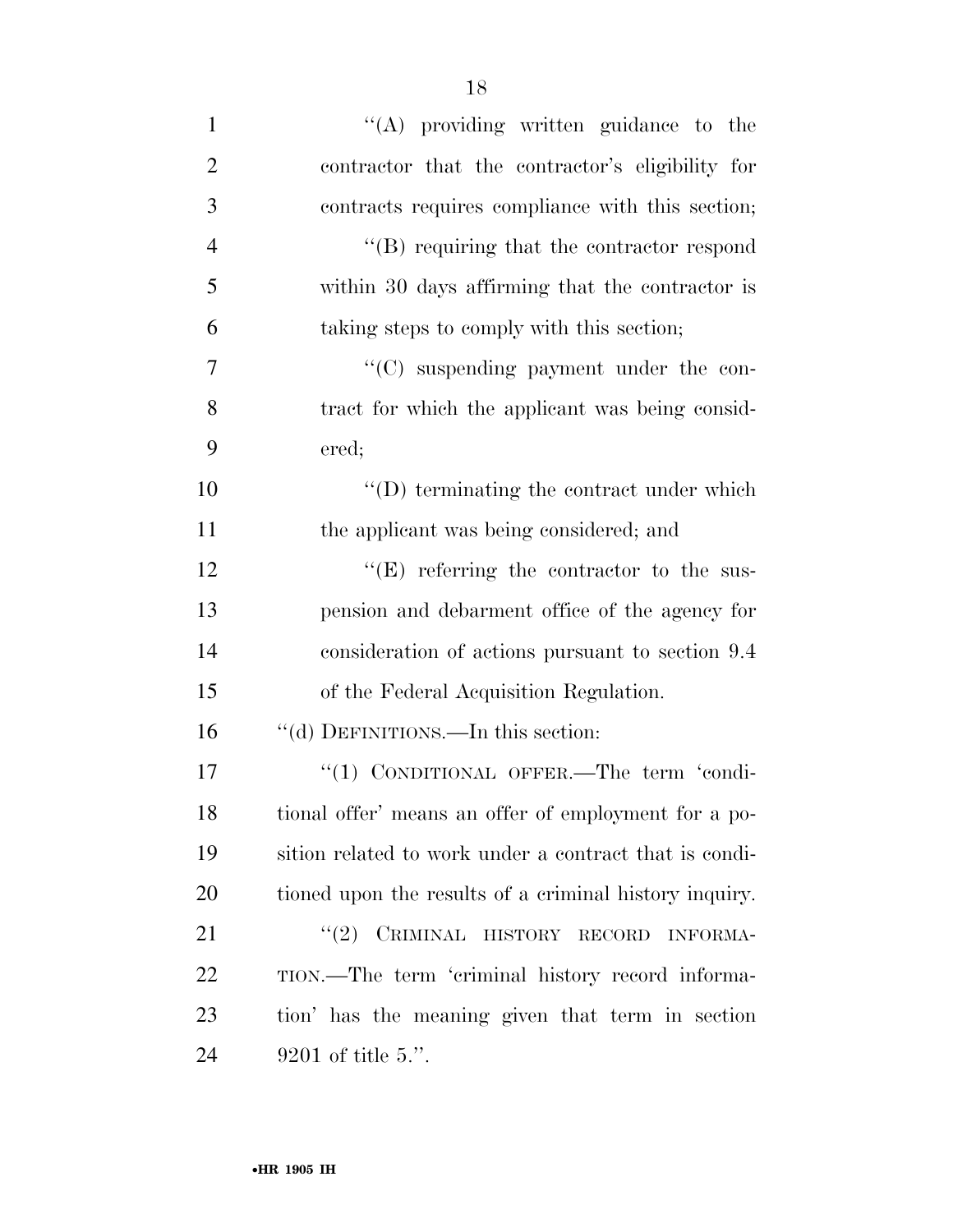''(A) providing written guidance to the contractor that the contractor's eligibility for contracts requires compliance with this section;

''(B) requiring that the contractor respond within 30 days affirming that the contractor is taking steps to comply with this section;

''(C) suspending payment under the contract for which the applicant was being considered;

''(D) terminating the contract under which the applicant was being considered; and

''(E) referring the contractor to the suspension and debarment office of the agency for consideration of actions pursuant to section 9.4 of the Federal Acquisition Regulation.

''(d) DEFINITIONS.—In this section:

''(1) CONDITIONAL OFFER.—The term 'conditional offer' means an offer of employment for a position related to work under a contract that is conditioned upon the results of a criminal history inquiry.

''(2) CRIMINAL HISTORY RECORD INFORMATION.—The term 'criminal history record information' has the meaning given that term in section 9201 of title 5.''.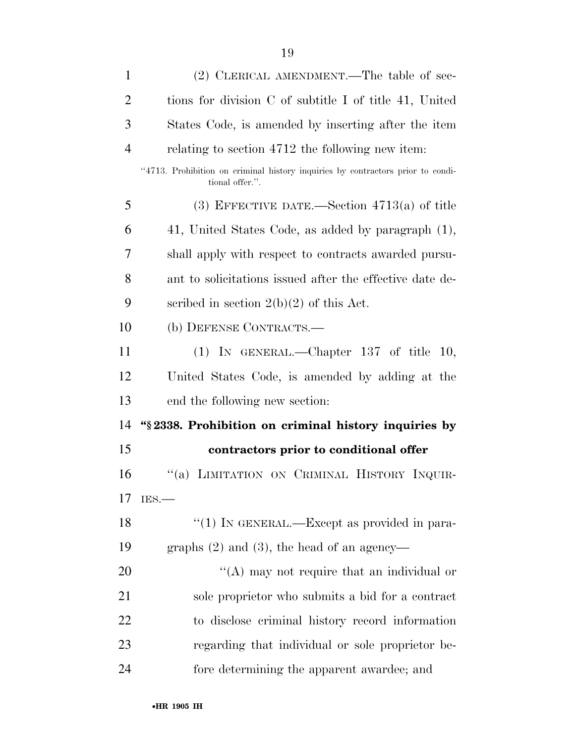(2) CLERICAL AMENDMENT.—The table of sections for division C of subtitle I of title 41, United States Code, is amended by inserting after the item relating to section 4712 the following new item:

"4713. Prohibition on criminal history inquiries by contractors prior to conditional offer.".

(3) EFFECTIVE DATE.—Section 4713(a) of title 41, United States Code, as added by paragraph (1), shall apply with respect to contracts awarded pursuant to solicitations issued after the effective date described in section 2(b)(2) of this Act.

(b) DEFENSE CONTRACTS.—

(1) IN GENERAL.—Chapter 137 of title 10, United States Code, is amended by adding at the end the following new section:

**"§ 2338. Prohibition on criminal history inquiries by contractors prior to conditional offer**

"(a) LIMITATION ON CRIMINAL HISTORY INQUIRIES.—

"(1) IN GENERAL.—Except as provided in paragraphs (2) and (3), the head of an agency—

"(A) may not require that an individual or sole proprietor who submits a bid for a contract to disclose criminal history record information regarding that individual or sole proprietor before determining the apparent awardee; and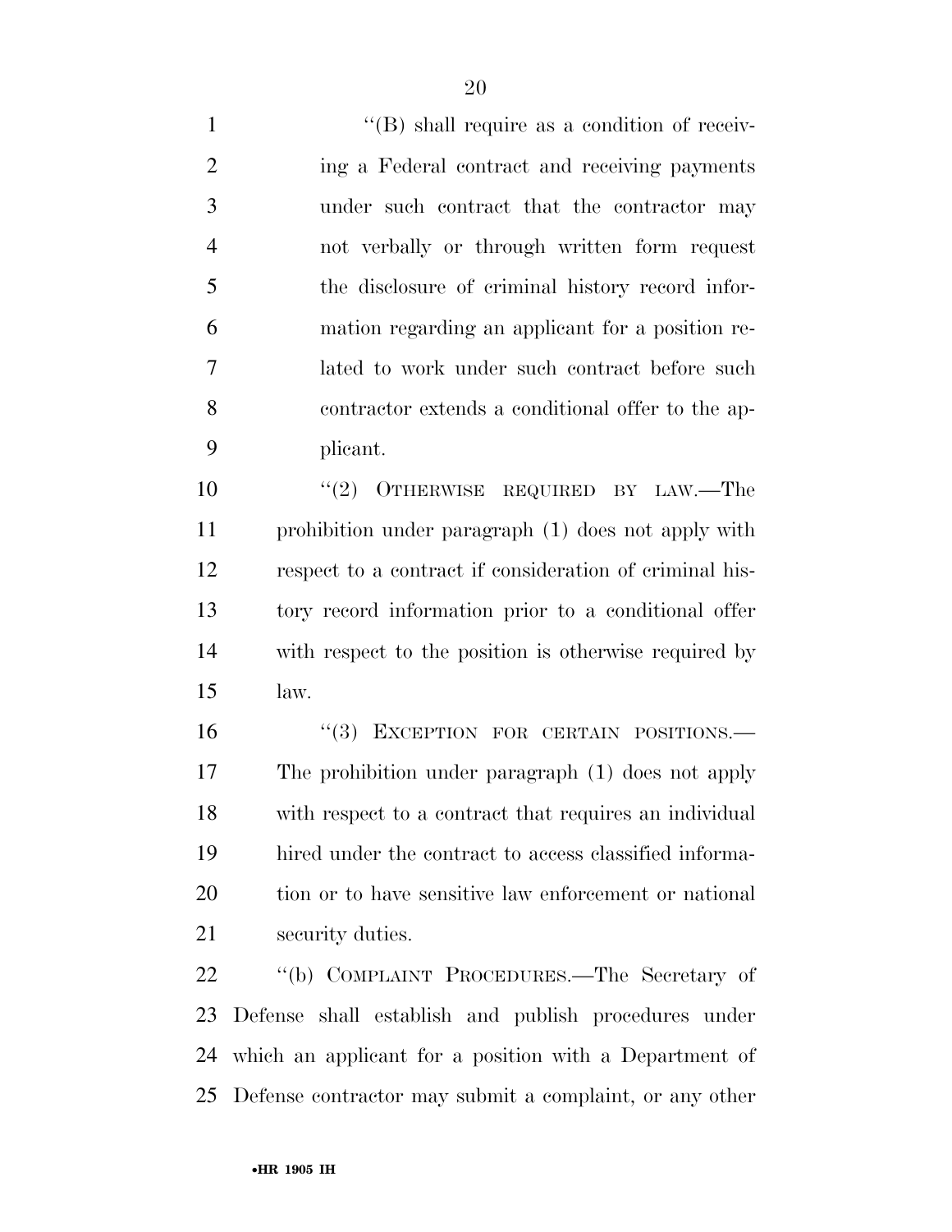"(B) shall require as a condition of receiving a Federal contract and receiving payments under such contract that the contractor may not verbally or through written form request the disclosure of criminal history record information regarding an applicant for a position related to work under such contract before such contractor extends a conditional offer to the applicant.

"(2) OTHERWISE REQUIRED BY LAW.—The prohibition under paragraph (1) does not apply with respect to a contract if consideration of criminal history record information prior to a conditional offer with respect to the position is otherwise required by law.

"(3) EXCEPTION FOR CERTAIN POSITIONS.—The prohibition under paragraph (1) does not apply with respect to a contract that requires an individual hired under the contract to access classified information or to have sensitive law enforcement or national security duties.

"(b) COMPLAINT PROCEDURES.—The Secretary of Defense shall establish and publish procedures under which an applicant for a position with a Department of Defense contractor may submit a complaint, or any other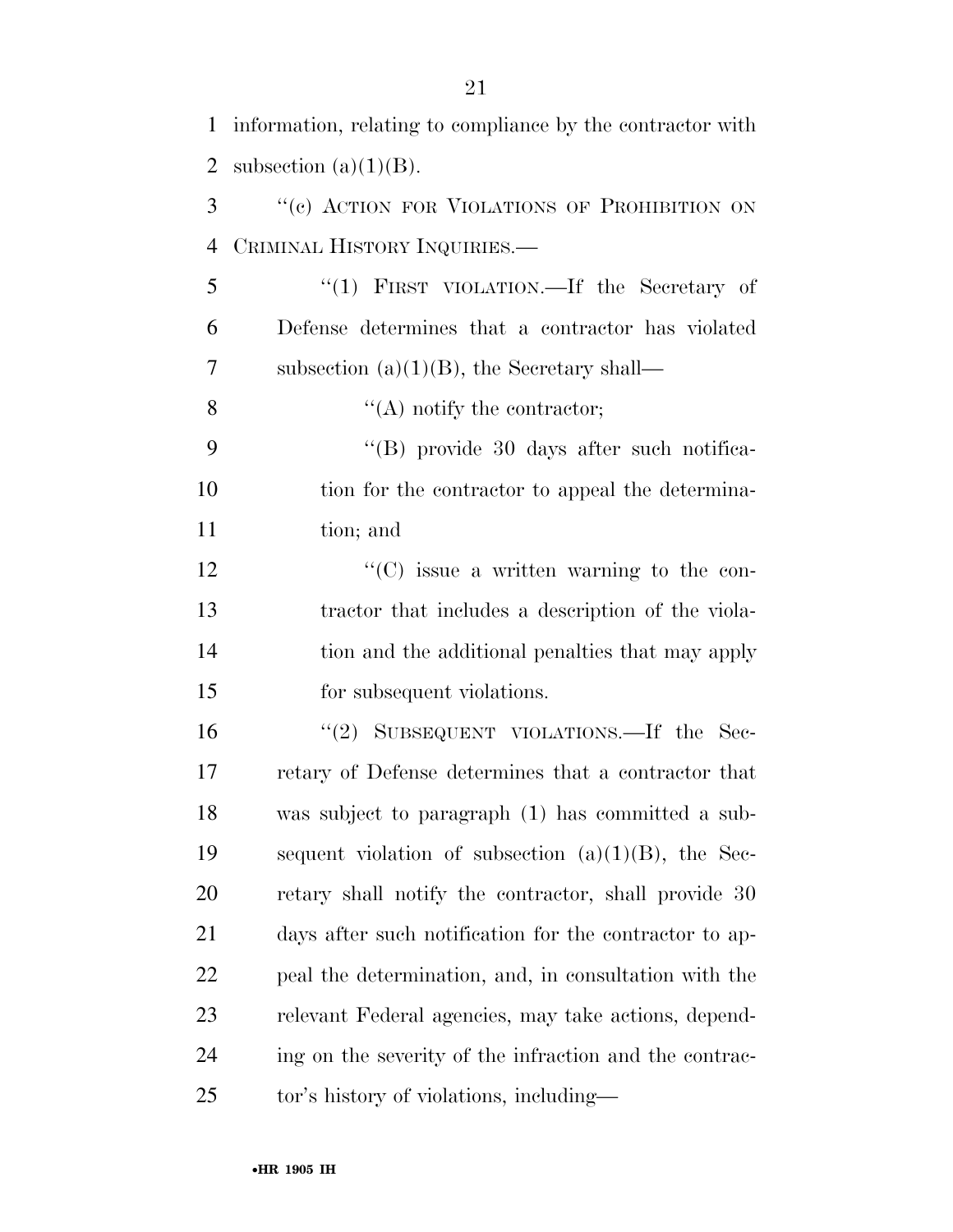information, relating to compliance by the contractor with subsection (a)(1)(B).

"(c) ACTION FOR VIOLATIONS OF PROHIBITION ON CRIMINAL HISTORY INQUIRIES.—

"(1) FIRST VIOLATION.—If the Secretary of Defense determines that a contractor has violated subsection (a)(1)(B), the Secretary shall—

"(A) notify the contractor;

"(B) provide 30 days after such notification for the contractor to appeal the determination; and

"(C) issue a written warning to the contractor that includes a description of the violation and the additional penalties that may apply for subsequent violations.

"(2) SUBSEQUENT VIOLATIONS.—If the Secretary of Defense determines that a contractor that was subject to paragraph (1) has committed a subsequent violation of subsection (a)(1)(B), the Secretary shall notify the contractor, shall provide 30 days after such notification for the contractor to appeal the determination, and, in consultation with the relevant Federal agencies, may take actions, depending on the severity of the infraction and the contractor's history of violations, including—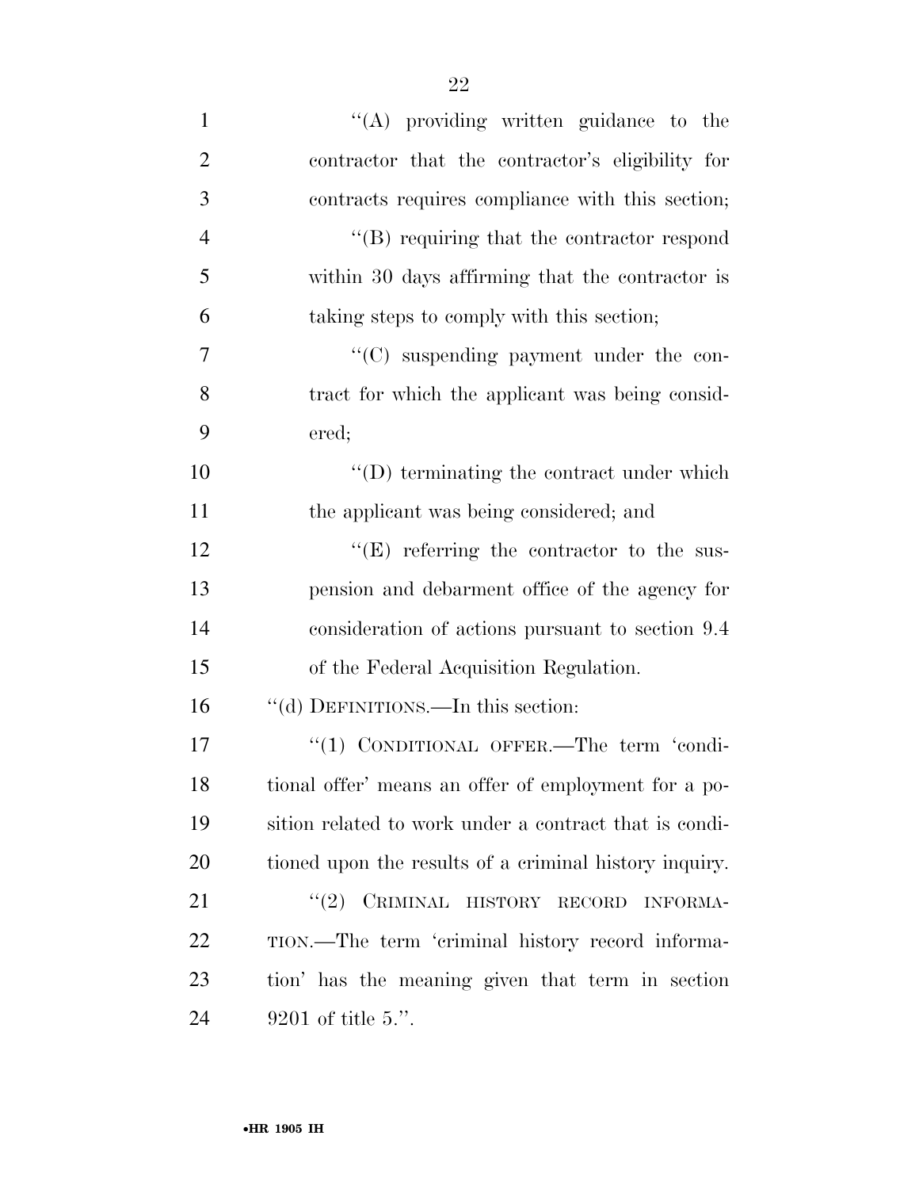"(A) providing written guidance to the contractor that the contractor's eligibility for contracts requires compliance with this section;

"(B) requiring that the contractor respond within 30 days affirming that the contractor is taking steps to comply with this section;

"(C) suspending payment under the contract for which the applicant was being considered;

"(D) terminating the contract under which the applicant was being considered; and

"(E) referring the contractor to the suspension and debarment office of the agency for consideration of actions pursuant to section 9.4 of the Federal Acquisition Regulation.

"(d) DEFINITIONS.—In this section:

"(1) CONDITIONAL OFFER.—The term 'conditional offer' means an offer of employment for a position related to work under a contract that is conditioned upon the results of a criminal history inquiry.

"(2) CRIMINAL HISTORY RECORD INFORMATION.—The term 'criminal history record information' has the meaning given that term in section 9201 of title 5.".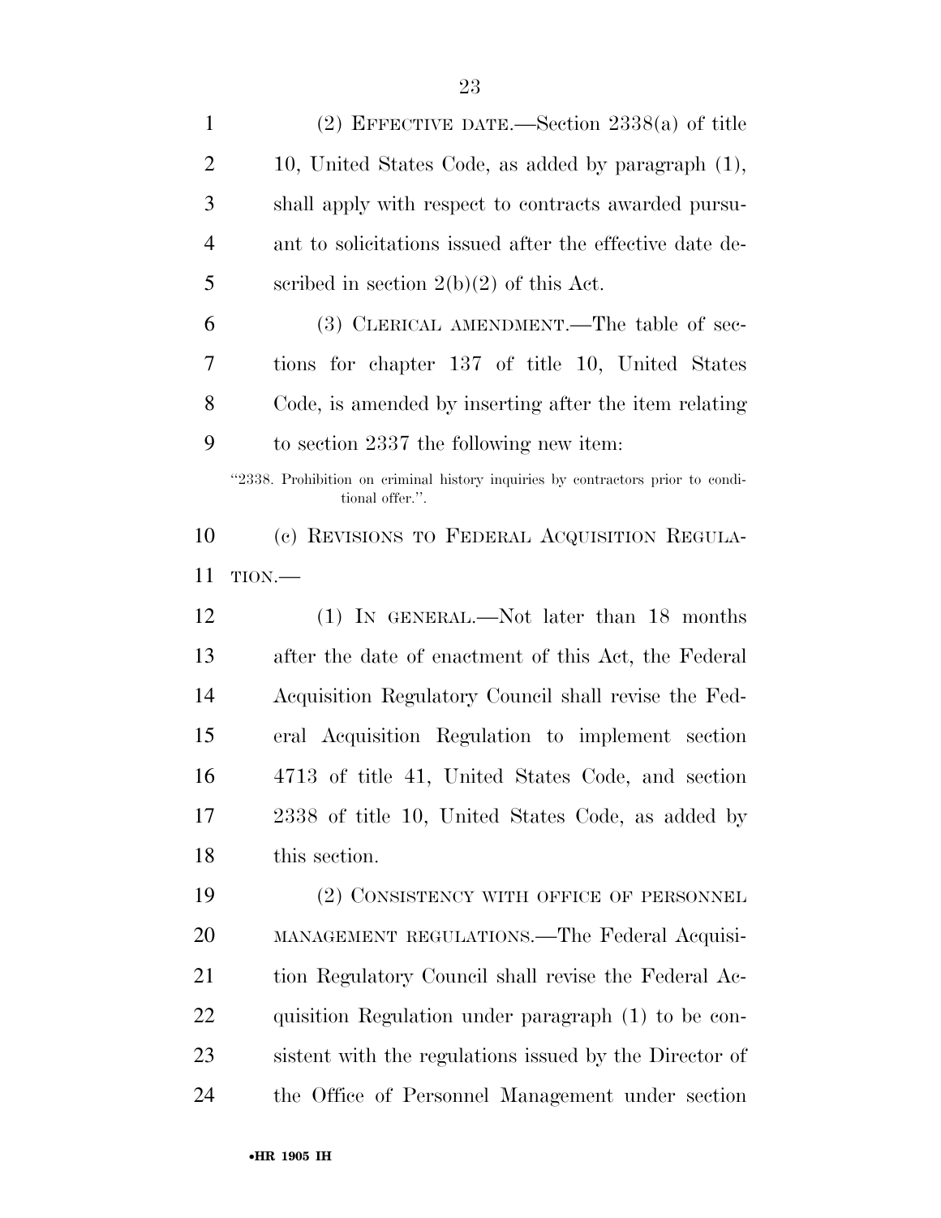(2) EFFECTIVE DATE.—Section 2338(a) of title 10, United States Code, as added by paragraph (1), shall apply with respect to contracts awarded pursuant to solicitations issued after the effective date described in section 2(b)(2) of this Act.

(3) CLERICAL AMENDMENT.—The table of sections for chapter 137 of title 10, United States Code, is amended by inserting after the item relating to section 2337 the following new item:

"2338. Prohibition on criminal history inquiries by contractors prior to conditional offer.".

(c) REVISIONS TO FEDERAL ACQUISITION REGULATION.—

(1) IN GENERAL.—Not later than 18 months after the date of enactment of this Act, the Federal Acquisition Regulatory Council shall revise the Federal Acquisition Regulation to implement section 4713 of title 41, United States Code, and section 2338 of title 10, United States Code, as added by this section.

(2) CONSISTENCY WITH OFFICE OF PERSONNEL MANAGEMENT REGULATIONS.—The Federal Acquisition Regulatory Council shall revise the Federal Acquisition Regulation under paragraph (1) to be consistent with the regulations issued by the Director of the Office of Personnel Management under section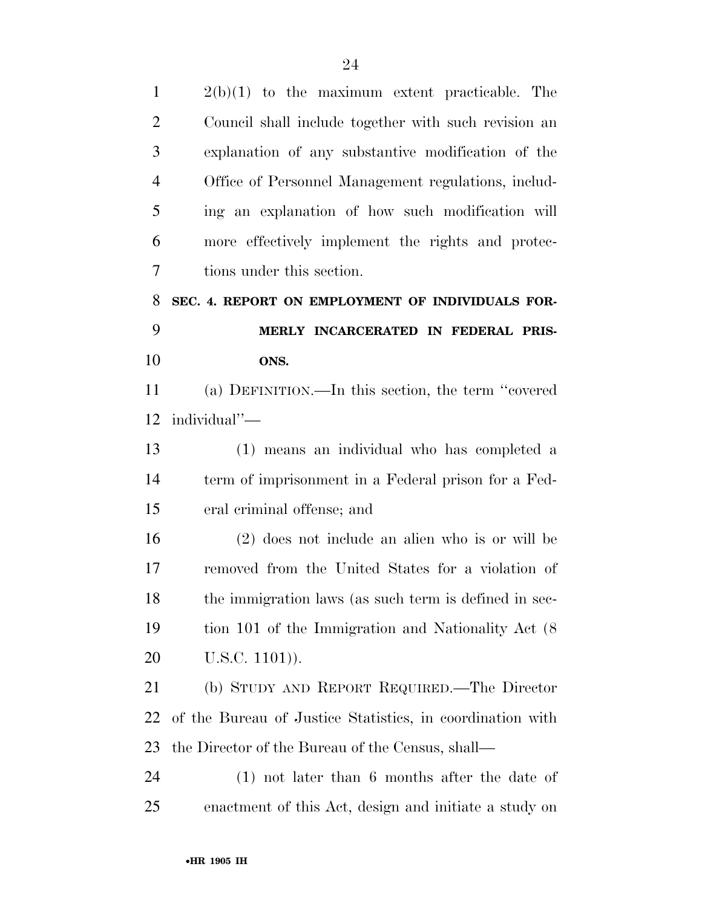2(b)(1) to the maximum extent practicable. The Council shall include together with such revision an explanation of any substantive modification of the Office of Personnel Management regulations, including an explanation of how such modification will more effectively implement the rights and protections under this section.

## SEC. 4. REPORT ON EMPLOYMENT OF INDIVIDUALS FORMERLY INCARCERATED IN FEDERAL PRISONS.

(a) DEFINITION.—In this section, the term ''covered individual''—

(1) means an individual who has completed a term of imprisonment in a Federal prison for a Federal criminal offense; and

(2) does not include an alien who is or will be removed from the United States for a violation of the immigration laws (as such term is defined in section 101 of the Immigration and Nationality Act (8 U.S.C. 1101)).

(b) STUDY AND REPORT REQUIRED.—The Director of the Bureau of Justice Statistics, in coordination with the Director of the Bureau of the Census, shall—

(1) not later than 6 months after the date of enactment of this Act, design and initiate a study on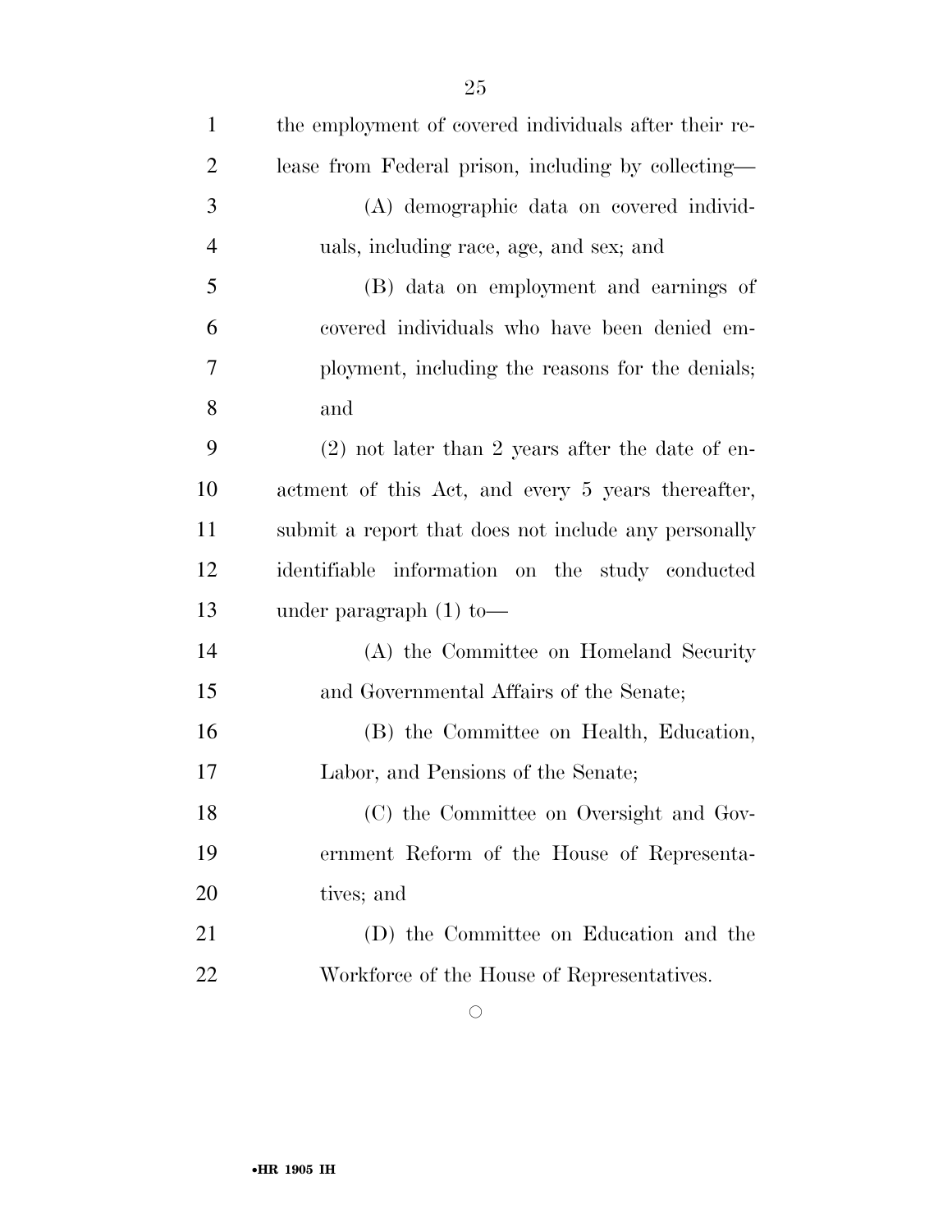the employment of covered individuals after their release from Federal prison, including by collecting—

(A) demographic data on covered individuals, including race, age, and sex; and

(B) data on employment and earnings of covered individuals who have been denied employment, including the reasons for the denials; and

(2) not later than 2 years after the date of enactment of this Act, and every 5 years thereafter, submit a report that does not include any personally identifiable information on the study conducted under paragraph (1) to—

(A) the Committee on Homeland Security and Governmental Affairs of the Senate;

(B) the Committee on Health, Education, Labor, and Pensions of the Senate;

(C) the Committee on Oversight and Government Reform of the House of Representatives; and

(D) the Committee on Education and the Workforce of the House of Representatives.

○